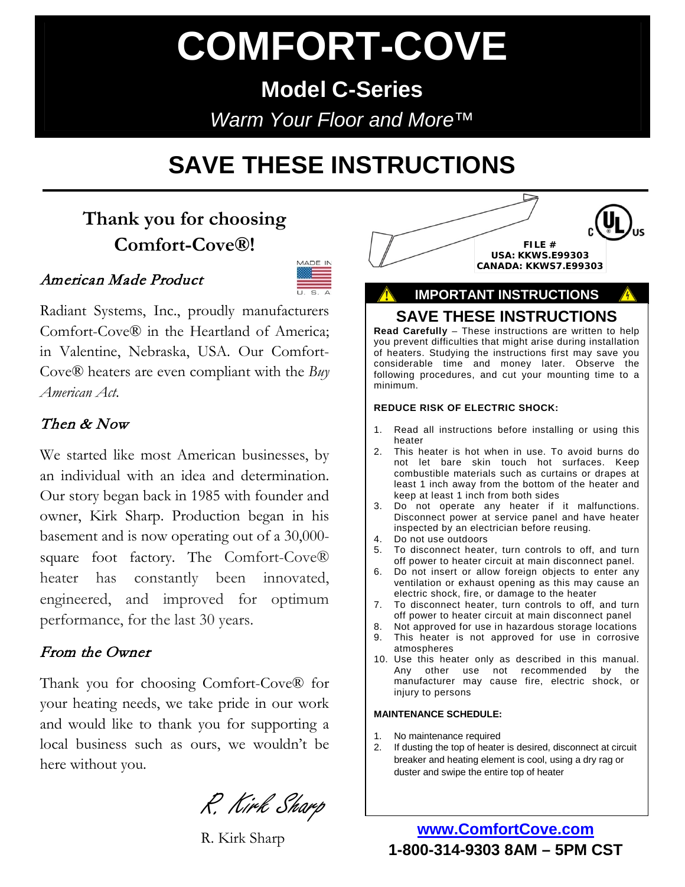# COMFORT-COVE

## Model C-Series

*Warm Your Floor and More™*

# SAVE THESE INSTRUCTIONS

## Thank you for choosing Comfort-Cove®!

### *American Made Product*

MADE IN U. S. A

Radiant Systems, Inc., proudly manufacturers Comfort-Cove® in the Heartland of America; in Valentine, Nebraska, USA. Our Comfort-Cove® heaters are even compliant with the *Buy American Act*.

### *Then & Now*

We started like most American businesses, by an individual with an idea and determination. Our story began back in 1985 with founder and owner, Kirk Sharp. Production began in his basement and is now operating out of a 30,000-square foot factory. The Comfort-Cove® heater has constantly been innovated, engineered, and improved for optimum performance, for the last 30 years.

### *From the Owner*

Thank you for choosing Comfort-Cove® for your heating needs, we take pride in our work and would like to thank you for supporting a local business such as ours, we wouldn't be here without you.

*R. Kirk Sharp*

R. Kirk Sharp

**FILE #**
**USA: KKWS.E99303**
**CANADA: KKWS7.E99303**

### IMPORTANT INSTRUCTIONS

## SAVE THESE INSTRUCTIONS

**Read Carefully** – These instructions are written to help you prevent difficulties that might arise during installation of heaters. Studying the instructions first may save you considerable time and money later. Observe the following procedures, and cut your mounting time to a minimum.

**REDUCE RISK OF ELECTRIC SHOCK:**

1. Read all instructions before installing or using this heater
2. This heater is hot when in use. To avoid burns do not let bare skin touch hot surfaces. Keep combustible materials such as curtains or drapes at least 1 inch away from the bottom of the heater and keep at least 1 inch from both sides
3. Do not operate any heater if it malfunctions. Disconnect power at service panel and have heater inspected by an electrician before reusing.
4. Do not use outdoors
5. To disconnect heater, turn controls to off, and turn off power to heater circuit at main disconnect panel.
6. Do not insert or allow foreign objects to enter any ventilation or exhaust opening as this may cause an electric shock, fire, or damage to the heater
7. To disconnect heater, turn controls to off, and turn off power to heater circuit at main disconnect panel
8. Not approved for use in hazardous storage locations
9. This heater is not approved for use in corrosive atmospheres
10. Use this heater only as described in this manual. Any other use not recommended by the manufacturer may cause fire, electric shock, or injury to persons

**MAINTENANCE SCHEDULE:**

1. No maintenance required
2. If dusting the top of heater is desired, disconnect at circuit breaker and heating element is cool, using a dry rag or duster and swipe the entire top of heater

**www.ComfortCove.com**
**1-800-314-9303 8AM – 5PM CST**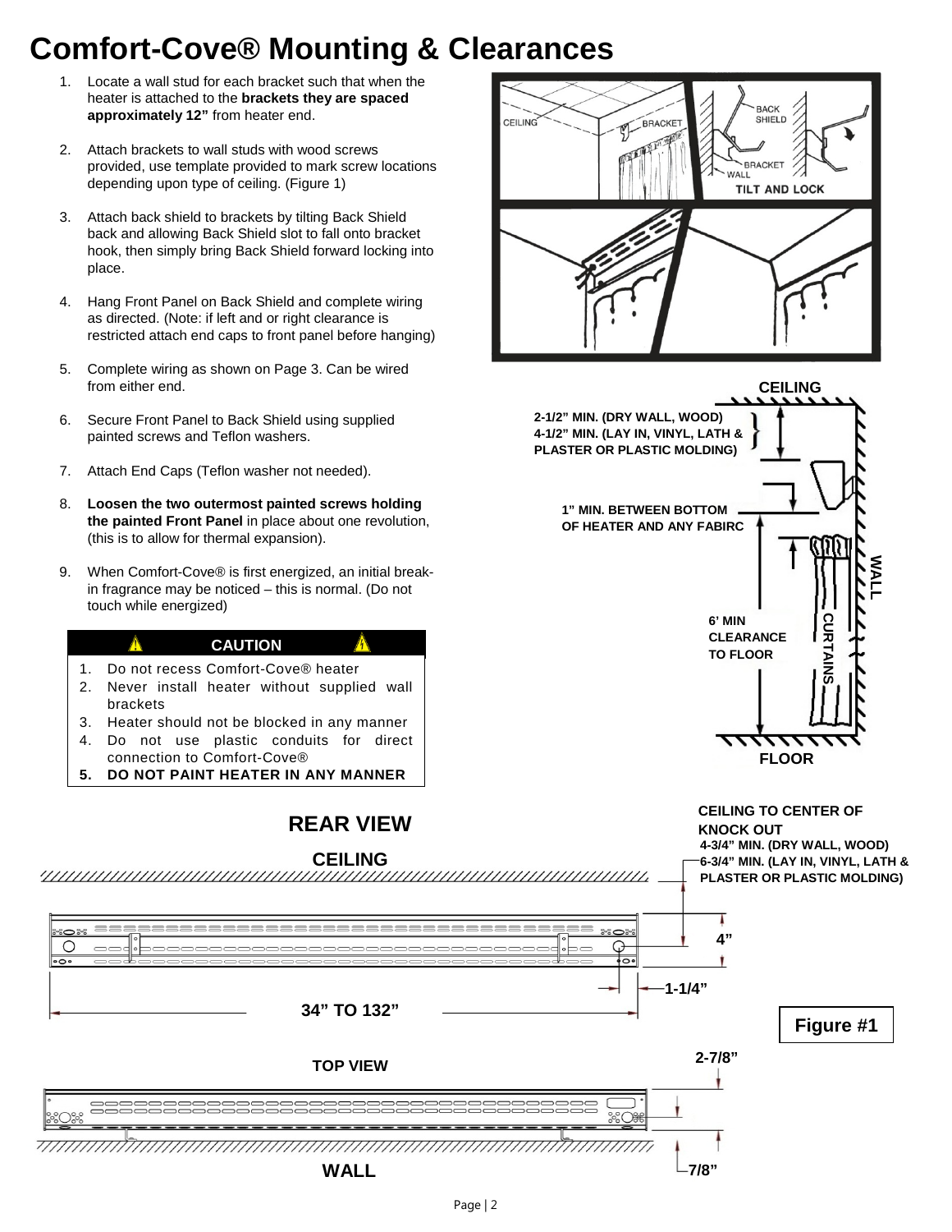# Comfort-Cove® Mounting & Clearances

1. Locate a wall stud for each bracket such that when the heater is attached to the **brackets they are spaced approximately 12"** from heater end.
2. Attach brackets to wall studs with wood screws provided, use template provided to mark screw locations depending upon type of ceiling. (Figure 1)
3. Attach back shield to brackets by tilting Back Shield back and allowing Back Shield slot to fall onto bracket hook, then simply bring Back Shield forward locking into place.
4. Hang Front Panel on Back Shield and complete wiring as directed. (Note: if left and or right clearance is restricted attach end caps to front panel before hanging)
5. Complete wiring as shown on Page 3. Can be wired from either end.
6. Secure Front Panel to Back Shield using supplied painted screws and Teflon washers.
7. Attach End Caps (Teflon washer not needed).
8. **Loosen the two outermost painted screws holding the painted Front Panel** in place about one revolution, (this is to allow for thermal expansion).
9. When Comfort-Cove® is first energized, an initial break-in fragrance may be noticed – this is normal. (Do not touch while energized)

**CAUTION**

1. Do not recess Comfort-Cove® heater
2. Never install heater without supplied wall brackets
3. Heater should not be blocked in any manner
4. Do not use plastic conduits for direct connection to Comfort-Cove®
5. **DO NOT PAINT HEATER IN ANY MANNER**

CEILING

2-1/2" MIN. (DRY WALL, WOOD)
4-1/2" MIN. (LAY IN, VINYL, LATH & PLASTER OR PLASTIC MOLDING)

1" MIN. BETWEEN BOTTOM OF HEATER AND ANY FABIRC

6' MIN CLEARANCE TO FLOOR

WALL

CURTAINS

FLOOR

**REAR VIEW**

CEILING

CEILING TO CENTER OF KNOCK OUT
4-3/4" MIN. (DRY WALL, WOOD)
6-3/4" MIN. (LAY IN, VINYL, LATH & PLASTER OR PLASTIC MOLDING)

4"

1-1/4"

34" TO 132"

**Figure #1**

**TOP VIEW**

2-7/8"

7/8"

WALL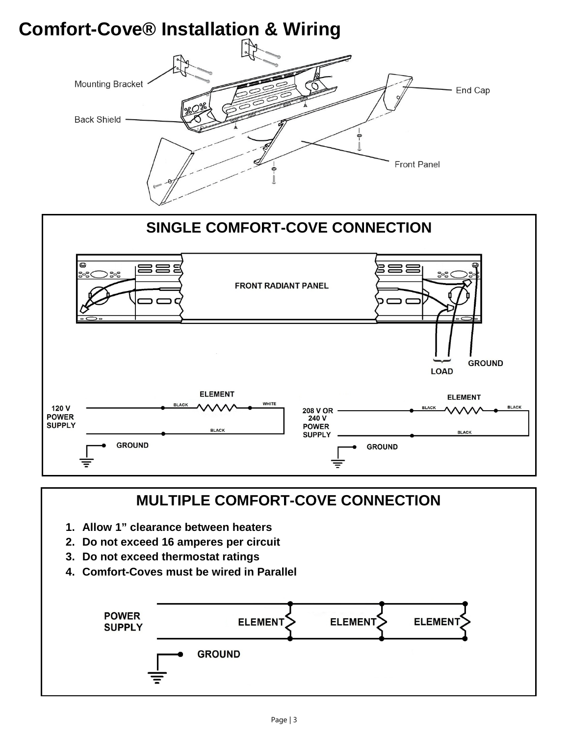# Comfort-Cove® Installation & Wiring

Mounting Bracket

Back Shield

End Cap

Front Panel

## SINGLE COMFORT-COVE CONNECTION

FRONT RADIANT PANEL

LOAD

GROUND

120 V POWER SUPPLY

ELEMENT

BLACK

WHITE

BLACK

GROUND

208 V OR 240 V POWER SUPPLY

ELEMENT

BLACK

BLACK

BLACK

GROUND

## MULTIPLE COMFORT-COVE CONNECTION

1. **Allow 1" clearance between heaters**
2. **Do not exceed 16 amperes per circuit**
3. **Do not exceed thermostat ratings**
4. **Comfort-Coves must be wired in Parallel**

POWER SUPPLY

ELEMENT

ELEMENT

ELEMENT

GROUND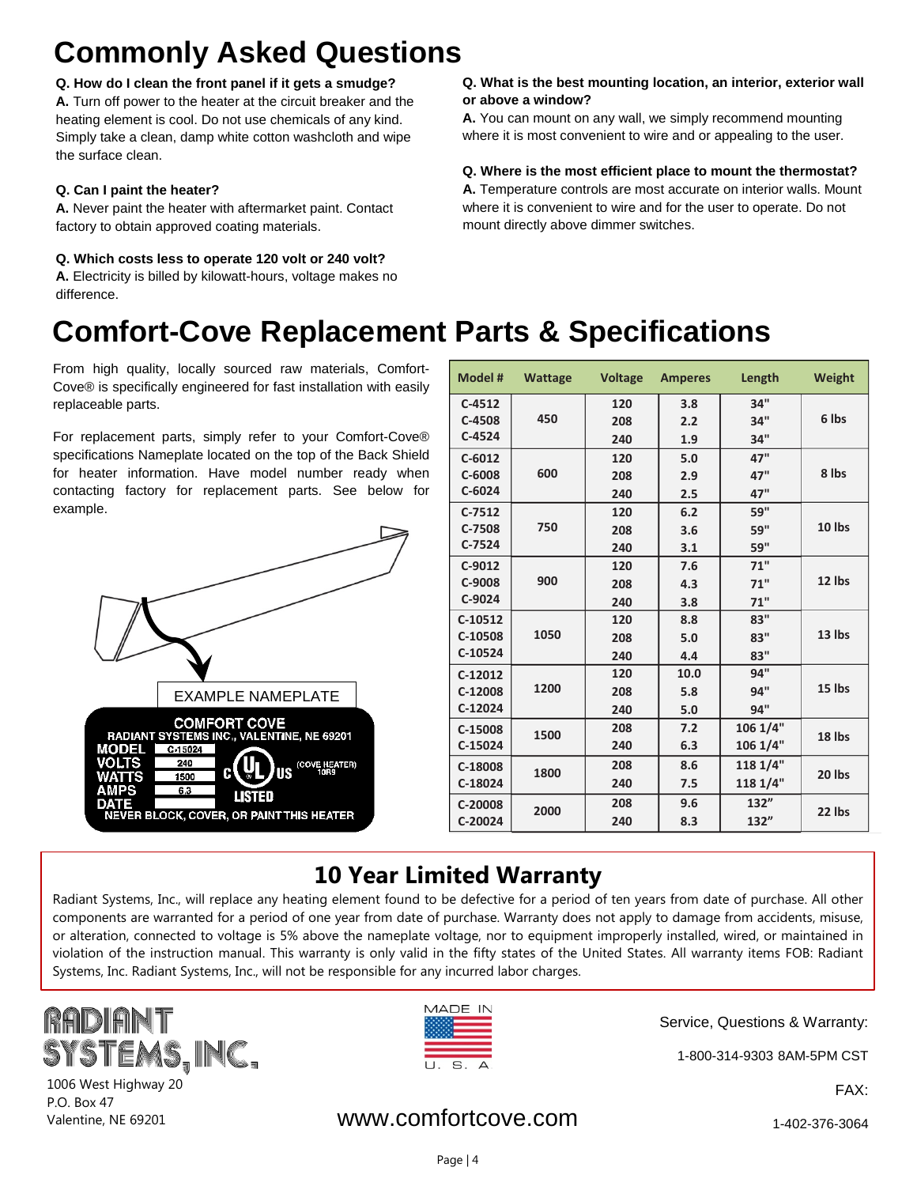# Commonly Asked Questions

**Q. How do I clean the front panel if it gets a smudge?**
**A.** Turn off power to the heater at the circuit breaker and the heating element is cool. Do not use chemicals of any kind. Simply take a clean, damp white cotton washcloth and wipe the surface clean.

**Q. Can I paint the heater?**
**A.** Never paint the heater with aftermarket paint. Contact factory to obtain approved coating materials.

**Q. Which costs less to operate 120 volt or 240 volt?**
**A.** Electricity is billed by kilowatt-hours, voltage makes no difference.

**Q. What is the best mounting location, an interior, exterior wall or above a window?**
**A.** You can mount on any wall, we simply recommend mounting where it is most convenient to wire and or appealing to the user.

**Q. Where is the most efficient place to mount the thermostat?**
**A.** Temperature controls are most accurate on interior walls. Mount where it is convenient to wire and for the user to operate. Do not mount directly above dimmer switches.

# Comfort-Cove Replacement Parts & Specifications

From high quality, locally sourced raw materials, Comfort-Cove® is specifically engineered for fast installation with easily replaceable parts.

For replacement parts, simply refer to your Comfort-Cove® specifications Nameplate located on the top of the Back Shield for heater information. Have model number ready when contacting factory for replacement parts. See below for example.

EXAMPLE NAMEPLATE

COMFORT COVE
RADIANT SYSTEMS INC., VALENTINE, NE 69201
MODEL C-15024
VOLTS 240
WATTS 1500
AMPS 6.3
DATE
LISTED (COVE HEATER)
NEVER BLOCK, COVER, OR PAINT THIS HEATER

| Model # | Wattage | Voltage | Amperes | Length | Weight |
|---|---|---|---|---|---|
| C-4512 | 450 | 120 | 3.8 | 34" | 6 lbs |
| C-4508 | | 208 | 2.2 | 34" | |
| C-4524 | | 240 | 1.9 | 34" | |
| C-6012 | 600 | 120 | 5.0 | 47" | 8 lbs |
| C-6008 | | 208 | 2.9 | 47" | |
| C-6024 | | 240 | 2.5 | 47" | |
| C-7512 | 750 | 120 | 6.2 | 59" | 10 lbs |
| C-7508 | | 208 | 3.6 | 59" | |
| C-7524 | | 240 | 3.1 | 59" | |
| C-9012 | 900 | 120 | 7.6 | 71" | 12 lbs |
| C-9008 | | 208 | 4.3 | 71" | |
| C-9024 | | 240 | 3.8 | 71" | |
| C-10512 | 1050 | 120 | 8.8 | 83" | 13 lbs |
| C-10508 | | 208 | 5.0 | 83" | |
| C-10524 | | 240 | 4.4 | 83" | |
| C-12012 | 1200 | 120 | 10.0 | 94" | 15 lbs |
| C-12008 | | 208 | 5.8 | 94" | |
| C-12024 | | 240 | 5.0 | 94" | |
| C-15008 | 1500 | 208 | 7.2 | 106 1/4" | 18 lbs |
| C-15024 | | 240 | 6.3 | 106 1/4" | |
| C-18008 | 1800 | 208 | 8.6 | 118 1/4" | 20 lbs |
| C-18024 | | 240 | 7.5 | 118 1/4" | |
| C-20008 | 2000 | 208 | 9.6 | 132" | 22 lbs |
| C-20024 | | 240 | 8.3 | 132" | |

## 10 Year Limited Warranty

Radiant Systems, Inc., will replace any heating element found to be defective for a period of ten years from date of purchase. All other components are warranted for a period of one year from date of purchase. Warranty does not apply to damage from accidents, misuse, or alteration, connected to voltage is 5% above the nameplate voltage, nor to equipment improperly installed, wired, or maintained in violation of the instruction manual. This warranty is only valid in the fifty states of the United States. All warranty items FOB: Radiant Systems, Inc. Radiant Systems, Inc., will not be responsible for any incurred labor charges.

RADIANT SYSTEMS, INC.
1006 West Highway 20
P.O. Box 47
Valentine, NE 69201

MADE IN U. S. A

www.comfortcove.com

Service, Questions & Warranty:
1-800-314-9303 8AM-5PM CST

FAX:
1-402-376-3064